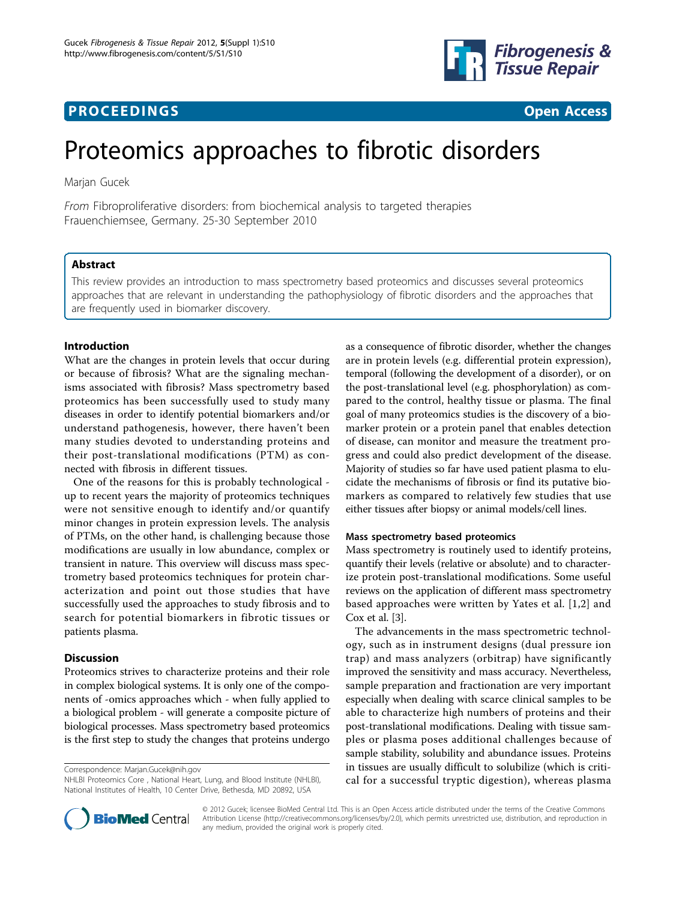**PROCEEDINGS** **Open Access**

# Proteomics approaches to fibrotic disorders

Marjan Gucek

*From* Fibroproliferative disorders: from biochemical analysis to targeted therapies
Frauenchiemsee, Germany. 25-30 September 2010

## Abstract

This review provides an introduction to mass spectrometry based proteomics and discusses several proteomics approaches that are relevant in understanding the pathophysiology of fibrotic disorders and the approaches that are frequently used in biomarker discovery.

## Introduction

What are the changes in protein levels that occur during or because of fibrosis? What are the signaling mechanisms associated with fibrosis? Mass spectrometry based proteomics has been successfully used to study many diseases in order to identify potential biomarkers and/or understand pathogenesis, however, there haven't been many studies devoted to understanding proteins and their post-translational modifications (PTM) as connected with fibrosis in different tissues.

One of the reasons for this is probably technological - up to recent years the majority of proteomics techniques were not sensitive enough to identify and/or quantify minor changes in protein expression levels. The analysis of PTMs, on the other hand, is challenging because those modifications are usually in low abundance, complex or transient in nature. This overview will discuss mass spectrometry based proteomics techniques for protein characterization and point out those studies that have successfully used the approaches to study fibrosis and to search for potential biomarkers in fibrotic tissues or patients plasma.

## Discussion

Proteomics strives to characterize proteins and their role in complex biological systems. It is only one of the components of -omics approaches which - when fully applied to a biological problem - will generate a composite picture of biological processes. Mass spectrometry based proteomics is the first step to study the changes that proteins undergo as a consequence of fibrotic disorder, whether the changes are in protein levels (e.g. differential protein expression), temporal (following the development of a disorder), or on the post-translational level (e.g. phosphorylation) as compared to the control, healthy tissue or plasma. The final goal of many proteomics studies is the discovery of a biomarker protein or a protein panel that enables detection of disease, can monitor and measure the treatment progress and could also predict development of the disease. Majority of studies so far have used patient plasma to elucidate the mechanisms of fibrosis or find its putative biomarkers as compared to relatively few studies that use either tissues after biopsy or animal models/cell lines.

### Mass spectrometry based proteomics

Mass spectrometry is routinely used to identify proteins, quantify their levels (relative or absolute) and to characterize protein post-translational modifications. Some useful reviews on the application of different mass spectrometry based approaches were written by Yates et al. [1,2] and Cox et al. [3].

The advancements in the mass spectrometric technology, such as in instrument designs (dual pressure ion trap) and mass analyzers (orbitrap) have significantly improved the sensitivity and mass accuracy. Nevertheless, sample preparation and fractionation are very important especially when dealing with scarce clinical samples to be able to characterize high numbers of proteins and their post-translational modifications. Dealing with tissue samples or plasma poses additional challenges because of sample stability, solubility and abundance issues. Proteins in tissues are usually difficult to solubilize (which is critical for a successful tryptic digestion), whereas plasma

Correspondence: Marjan.Gucek@nih.gov
NHLBI Proteomics Core , National Heart, Lung, and Blood Institute (NHLBI), National Institutes of Health, 10 Center Drive, Bethesda, MD 20892, USA

© 2012 Gucek; licensee BioMed Central Ltd. This is an Open Access article distributed under the terms of the Creative Commons Attribution License (http://creativecommons.org/licenses/by/2.0), which permits unrestricted use, distribution, and reproduction in any medium, provided the original work is properly cited.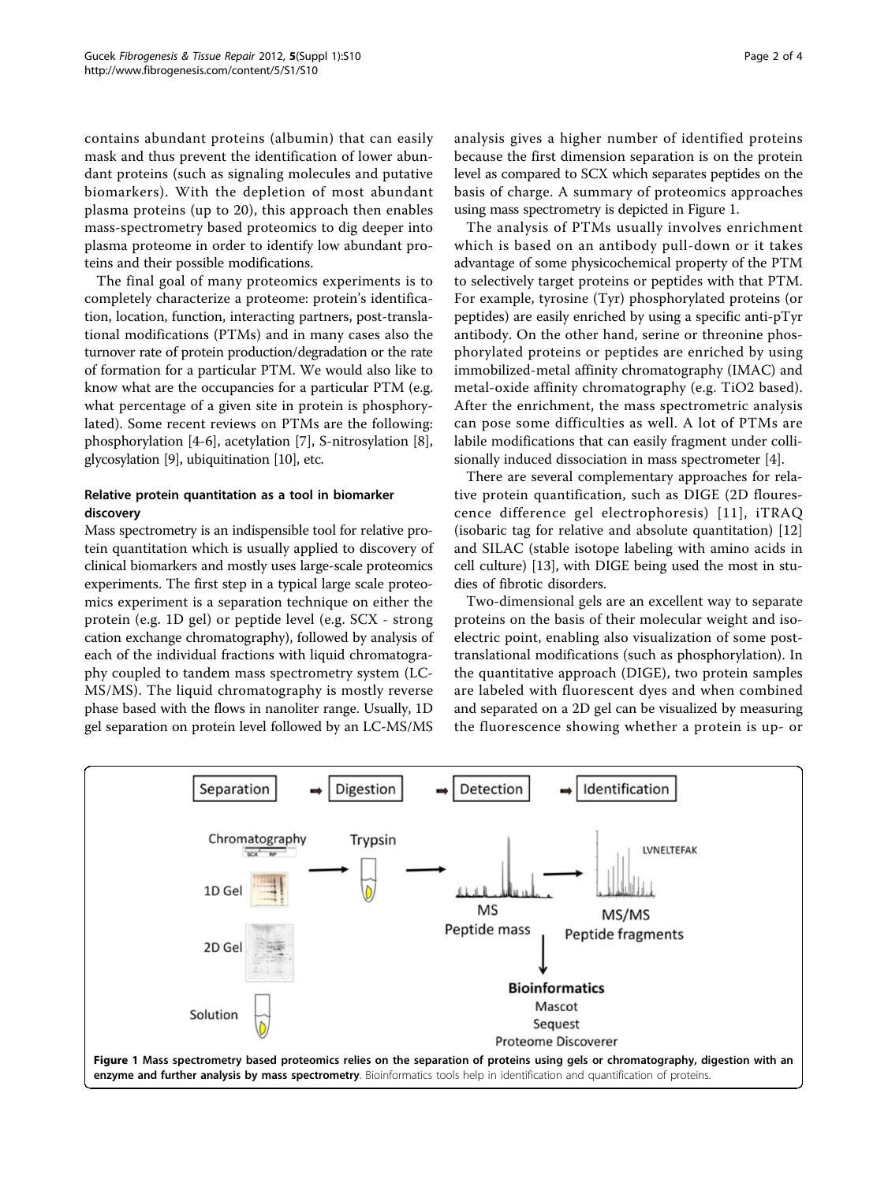contains abundant proteins (albumin) that can easily mask and thus prevent the identification of lower abundant proteins (such as signaling molecules and putative biomarkers). With the depletion of most abundant plasma proteins (up to 20), this approach then enables mass-spectrometry based proteomics to dig deeper into plasma proteome in order to identify low abundant proteins and their possible modifications.

The final goal of many proteomics experiments is to completely characterize a proteome: protein's identification, location, function, interacting partners, post-translational modifications (PTMs) and in many cases also the turnover rate of protein production/degradation or the rate of formation for a particular PTM. We would also like to know what are the occupancies for a particular PTM (e.g. what percentage of a given site in protein is phosphorylated). Some recent reviews on PTMs are the following: phosphorylation [4-6], acetylation [7], S-nitrosylation [8], glycosylation [9], ubiquitination [10], etc.

## Relative protein quantitation as a tool in biomarker discovery

Mass spectrometry is an indispensible tool for relative protein quantitation which is usually applied to discovery of clinical biomarkers and mostly uses large-scale proteomics experiments. The first step in a typical large scale proteomics experiment is a separation technique on either the protein (e.g. 1D gel) or peptide level (e.g. SCX - strong cation exchange chromatography), followed by analysis of each of the individual fractions with liquid chromatography coupled to tandem mass spectrometry system (LC-MS/MS). The liquid chromatography is mostly reverse phase based with the flows in nanoliter range. Usually, 1D gel separation on protein level followed by an LC-MS/MS analysis gives a higher number of identified proteins because the first dimension separation is on the protein level as compared to SCX which separates peptides on the basis of charge. A summary of proteomics approaches using mass spectrometry is depicted in Figure 1.

The analysis of PTMs usually involves enrichment which is based on an antibody pull-down or it takes advantage of some physicochemical property of the PTM to selectively target proteins or peptides with that PTM. For example, tyrosine (Tyr) phosphorylated proteins (or peptides) are easily enriched by using a specific anti-pTyr antibody. On the other hand, serine or threonine phosphorylated proteins or peptides are enriched by using immobilized-metal affinity chromatography (IMAC) and metal-oxide affinity chromatography (e.g. $TiO_2$ based). After the enrichment, the mass spectrometric analysis can pose some difficulties as well. A lot of PTMs are labile modifications that can easily fragment under collisionally induced dissociation in mass spectrometer [4].

There are several complementary approaches for relative protein quantification, such as DIGE (2D flourescence difference gel electrophoresis) [11], iTRAQ (isobaric tag for relative and absolute quantitation) [12] and SILAC (stable isotope labeling with amino acids in cell culture) [13], with DIGE being used the most in studies of fibrotic disorders.

Two-dimensional gels are an excellent way to separate proteins on the basis of their molecular weight and isoelectric point, enabling also visualization of some post-translational modifications (such as phosphorylation). In the quantitative approach (DIGE), two protein samples are labeled with fluorescent dyes and when combined and separated on a 2D gel can be visualized by measuring the fluorescence showing whether a protein is up- or

**Figure 1 Mass spectrometry based proteomics relies on the separation of proteins using gels or chromatography, digestion with an enzyme and further analysis by mass spectrometry**. Bioinformatics tools help in identification and quantification of proteins.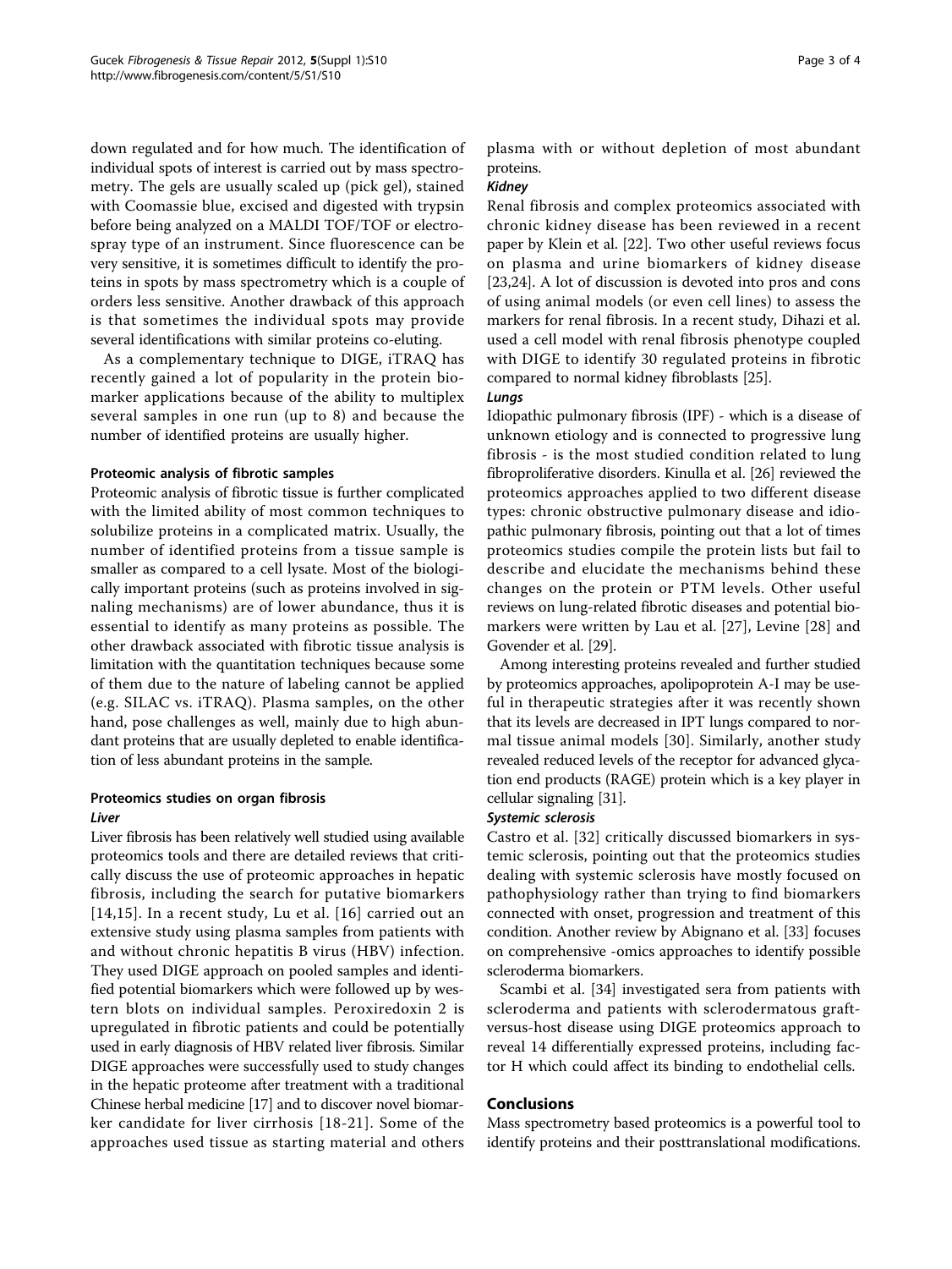down regulated and for how much. The identification of individual spots of interest is carried out by mass spectrometry. The gels are usually scaled up (pick gel), stained with Coomassie blue, excised and digested with trypsin before being analyzed on a MALDI TOF/TOF or electrospray type of an instrument. Since fluorescence can be very sensitive, it is sometimes difficult to identify the proteins in spots by mass spectrometry which is a couple of orders less sensitive. Another drawback of this approach is that sometimes the individual spots may provide several identifications with similar proteins co-eluting.

As a complementary technique to DIGE, iTRAQ has recently gained a lot of popularity in the protein biomarker applications because of the ability to multiplex several samples in one run (up to 8) and because the number of identified proteins are usually higher.

### Proteomic analysis of fibrotic samples

Proteomic analysis of fibrotic tissue is further complicated with the limited ability of most common techniques to solubilize proteins in a complicated matrix. Usually, the number of identified proteins from a tissue sample is smaller as compared to a cell lysate. Most of the biologically important proteins (such as proteins involved in signaling mechanisms) are of lower abundance, thus it is essential to identify as many proteins as possible. The other drawback associated with fibrotic tissue analysis is limitation with the quantitation techniques because some of them due to the nature of labeling cannot be applied (e.g. SILAC vs. iTRAQ). Plasma samples, on the other hand, pose challenges as well, mainly due to high abundant proteins that are usually depleted to enable identification of less abundant proteins in the sample.

### Proteomics studies on organ fibrosis

#### *Liver*

Liver fibrosis has been relatively well studied using available proteomics tools and there are detailed reviews that critically discuss the use of proteomic approaches in hepatic fibrosis, including the search for putative biomarkers [14,15]. In a recent study, Lu et al. [16] carried out an extensive study using plasma samples from patients with and without chronic hepatitis B virus (HBV) infection. They used DIGE approach on pooled samples and identified potential biomarkers which were followed up by western blots on individual samples. Peroxiredoxin 2 is upregulated in fibrotic patients and could be potentially used in early diagnosis of HBV related liver fibrosis. Similar DIGE approaches were successfully used to study changes in the hepatic proteome after treatment with a traditional Chinese herbal medicine [17] and to discover novel biomarker candidate for liver cirrhosis [18-21]. Some of the approaches used tissue as starting material and others plasma with or without depletion of most abundant proteins.

#### *Kidney*

Renal fibrosis and complex proteomics associated with chronic kidney disease has been reviewed in a recent paper by Klein et al. [22]. Two other useful reviews focus on plasma and urine biomarkers of kidney disease [23,24]. A lot of discussion is devoted into pros and cons of using animal models (or even cell lines) to assess the markers for renal fibrosis. In a recent study, Dihazi et al. used a cell model with renal fibrosis phenotype coupled with DIGE to identify 30 regulated proteins in fibrotic compared to normal kidney fibroblasts [25].

#### *Lungs*

Idiopathic pulmonary fibrosis (IPF) - which is a disease of unknown etiology and is connected to progressive lung fibrosis - is the most studied condition related to lung fibroproliferative disorders. Kinulla et al. [26] reviewed the proteomics approaches applied to two different disease types: chronic obstructive pulmonary disease and idiopathic pulmonary fibrosis, pointing out that a lot of times proteomics studies compile the protein lists but fail to describe and elucidate the mechanisms behind these changes on the protein or PTM levels. Other useful reviews on lung-related fibrotic diseases and potential biomarkers were written by Lau et al. [27], Levine [28] and Govender et al. [29].

Among interesting proteins revealed and further studied by proteomics approaches, apolipoprotein A-I may be useful in therapeutic strategies after it was recently shown that its levels are decreased in IPT lungs compared to normal tissue animal models [30]. Similarly, another study revealed reduced levels of the receptor for advanced glycation end products (RAGE) protein which is a key player in cellular signaling [31].

#### *Systemic sclerosis*

Castro et al. [32] critically discussed biomarkers in systemic sclerosis, pointing out that the proteomics studies dealing with systemic sclerosis have mostly focused on pathophysiology rather than trying to find biomarkers connected with onset, progression and treatment of this condition. Another review by Abignano et al. [33] focuses on comprehensive -omics approaches to identify possible scleroderma biomarkers.

Scambi et al. [34] investigated sera from patients with scleroderma and patients with sclerodermatous graft-versus-host disease using DIGE proteomics approach to reveal 14 differentially expressed proteins, including factor H which could affect its binding to endothelial cells.

## Conclusions

Mass spectrometry based proteomics is a powerful tool to identify proteins and their posttranslational modifications.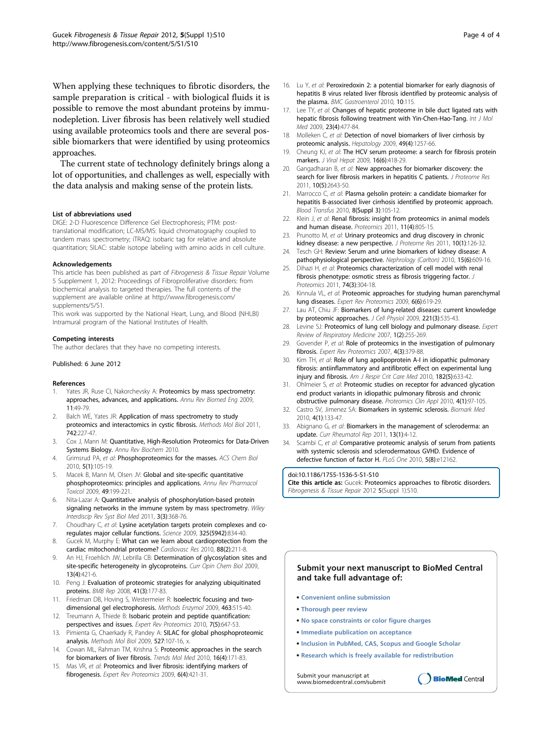When applying these techniques to fibrotic disorders, the sample preparation is critical - with biological fluids it is possible to remove the most abundant proteins by immunodepletion. Liver fibrosis has been relatively well studied using available proteomics tools and there are several possible biomarkers that were identified by using proteomics approaches.

The current state of technology definitely brings along a lot of opportunities, and challenges as well, especially with the data analysis and making sense of the protein lists.

#### List of abbreviations used

DIGE: 2-D Fluorescence Difference Gel Electrophoresis; PTM: post-translational modification; LC-MS/MS: liquid chromatography coupled to tandem mass spectrometry; iTRAQ: isobaric tag for relative and absolute quantitation; SILAC: stable isotope labeling with amino acids in cell culture.

#### Acknowledgements

This article has been published as part of *Fibrogenesis & Tissue Repair* Volume 5 Supplement 1, 2012: Proceedings of Fibroproliferative disorders: from biochemical analysis to targeted therapies. The full contents of the supplement are available online at http://www.fibrogenesis.com/supplements/5/S1.

This work was supported by the National Heart, Lung, and Blood (NHLBI) Intramural program of the National Institutes of Health.

#### Competing interests

The author declares that they have no competing interests.

Published: 6 June 2012

#### References

1. Yates JR, Ruse CI, Nakorchevsky A: **Proteomics by mass spectrometry: approaches, advances, and applications.** *Annu Rev Biomed Eng* 2009, **11**:49-79.
2. Balch WE, Yates JR: **Application of mass spectrometry to study proteomics and interactomics in cystic fibrosis.** *Methods Mol Biol* 2011, **742**:227-47.
3. Cox J, Mann M: **Quantitative, High-Resolution Proteomics for Data-Driven Systems Biology.** *Annu Rev Biochem* 2010.
4. Grimsrud PA, *et al*: **Phosphoproteomics for the masses.** *ACS Chem Biol* 2010, **5(1)**:105-19.
5. Macek B, Mann M, Olsen JV: **Global and site-specific quantitative phosphoproteomics: principles and applications.** *Annu Rev Pharmacol Toxicol* 2009, **49**:199-221.
6. Nita-Lazar A: **Quantitative analysis of phosphorylation-based protein signaling networks in the immune system by mass spectrometry.** *Wiley Interdiscip Rev Syst Biol Med* 2011, **3(3)**:368-76.
7. Choudhary C, *et al*: **Lysine acetylation targets protein complexes and co-regulates major cellular functions.** *Science* 2009, **325(5942)**:834-40.
8. Gucek M, Murphy E: **What can we learn about cardioprotection from the cardiac mitochondrial proteome?** *Cardiovasc Res* 2010, **88(2)**:211-8.
9. An HJ, Froehlich JW, Lebrilla CB: **Determination of glycosylation sites and site-specific heterogeneity in glycoproteins.** *Curr Opin Chem Biol* 2009, **13(4)**:421-6.
10. Peng J: **Evaluation of proteomic strategies for analyzing ubiquitinated proteins.** *BMB Rep* 2008, **41(3)**:177-83.
11. Friedman DB, Hoving S, Westermeier R: **Isoelectric focusing and two-dimensional gel electrophoresis.** *Methods Enzymol* 2009, **463**:515-40.
12. Treumann A, Thiede B: **Isobaric protein and peptide quantification: perspectives and issues.** *Expert Rev Proteomics* 2010, **7(5)**:647-53.
13. Pimienta G, Chaerkady R, Pandey A: **SILAC for global phosphoproteomic analysis.** *Methods Mol Biol* 2009, **527**:107-16, x.
14. Cowan ML, Rahman TM, Krishna S: **Proteomic approaches in the search for biomarkers of liver fibrosis.** *Trends Mol Med* 2010, **16(4)**:171-83.
15. Mas VR, *et al*: **Proteomics and liver fibrosis: identifying markers of fibrogenesis.** *Expert Rev Proteomics* 2009, **6(4)**:421-31.
16. Lu Y, *et al*: **Peroxiredoxin 2: a potential biomarker for early diagnosis of hepatitis B virus related liver fibrosis identified by proteomic analysis of the plasma.** *BMC Gastroenterol* 2010, **10**:115.
17. Lee TY, *et al*: **Changes of hepatic proteome in bile duct ligated rats with hepatic fibrosis following treatment with Yin-Chen-Hao-Tang.** *Int J Mol Med* 2009, **23(4)**:477-84.
18. Molleken C, *et al*: **Detection of novel biomarkers of liver cirrhosis by proteomic analysis.** *Hepatology* 2009, **49(4)**:1257-66.
19. Cheung KJ, *et al*: **The HCV serum proteome: a search for fibrosis protein markers.** *J Viral Hepat* 2009, **16(6)**:418-29.
20. Gangadharan B, *et al*: **New approaches for biomarker discovery: the search for liver fibrosis markers in hepatitis C patients.** *J Proteome Res* 2011, **10(5)**:2643-50.
21. Marrocco C, *et al*: **Plasma gelsolin protein: a candidate biomarker for hepatitis B-associated liver cirrhosis identified by proteomic approach.** *Blood Transfus* 2010, **8(Suppl 3)**:105-12.
22. Klein J, *et al*: **Renal fibrosis: insight from proteomics in animal models and human disease.** *Proteomics* 2011, **11(4)**:805-15.
23. Prunotto M, *et al*: **Urinary proteomics and drug discovery in chronic kidney disease: a new perspective.** *J Proteome Res* 2011, **10(1)**:126-32.
24. Tesch GH: **Review: Serum and urine biomarkers of kidney disease: A pathophysiological perspective.** *Nephrology (Carlton)* 2010, **15(6)**:609-16.
25. Dihazi H, *et al*: **Proteomics characterization of cell model with renal fibrosis phenotype: osmotic stress as fibrosis triggering factor.** *J Proteomics* 2011, **74(3)**:304-18.
26. Kinnula VL, *et al*: **Proteomic approaches for studying human parenchymal lung diseases.** *Expert Rev Proteomics* 2009, **6(6)**:619-29.
27. Lau AT, Chiu JF: **Biomarkers of lung-related diseases: current knowledge by proteomic approaches.** *J Cell Physiol* 2009, **221(3)**:535-43.
28. Levine SJ: **Proteomics of lung cell biology and pulmonary disease.** *Expert Review of Respiratory Medicine* 2007, **1(2)**:255-269.
29. Govender P, *et al*: **Role of proteomics in the investigation of pulmonary fibrosis.** *Expert Rev Proteomics* 2007, **4(3)**:379-88.
30. Kim TH, *et al*: **Role of lung apolipoprotein A-I in idiopathic pulmonary fibrosis: antiinflammatory and antifibrotic effect on experimental lung injury and fibrosis.** *Am J Respir Crit Care Med* 2010, **182(5)**:633-42.
31. Ohlmeier S, *et al*: **Proteomic studies on receptor for advanced glycation end product variants in idiopathic pulmonary fibrosis and chronic obstructive pulmonary disease.** *Proteomics Clin Appl* 2010, **4(1)**:97-105.
32. Castro SV, Jimenez SA: **Biomarkers in systemic sclerosis.** *Biomark Med* 2010, **4(1)**:133-47.
33. Abignano G, *et al*: **Biomarkers in the management of scleroderma: an update.** *Curr Rheumatol Rep* 2011, **13(1)**:4-12.
34. Scambi C, *et al*: **Comparative proteomic analysis of serum from patients with systemic sclerosis and sclerodermatous GVHD. Evidence of defective function of factor H.** *PLoS One* 2010, **5(8)**:e12162.

doi:10.1186/1755-1536-5-S1-S10

**Cite this article as:** Gucek: Proteomics approaches to fibrotic disorders. *Fibrogenesis & Tissue Repair* 2012 **5**(Suppl 1):S10.